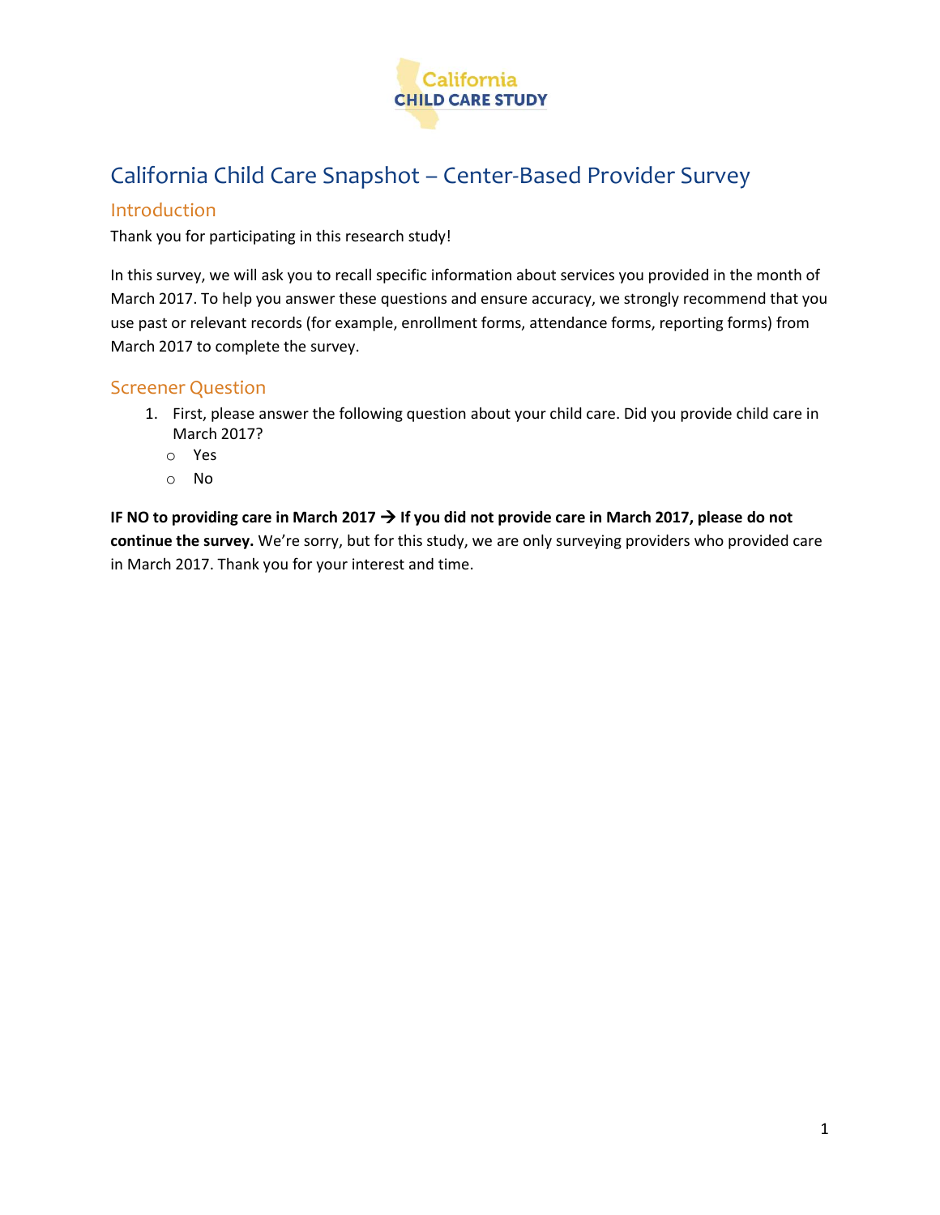# California Child Care Snapshot – Center-Based Provider Survey

## Introduction

Thank you for participating in this research study!

In this survey, we will ask you to recall specific information about services you provided in the month of March 2017. To help you answer these questions and ensure accuracy, we strongly recommend that you use past or relevant records (for example, enrollment forms, attendance forms, reporting forms) from March 2017 to complete the survey.

## Screener Question

1. First, please answer the following question about your child care. Did you provide child care in March 2017?
   - Yes
   - No

**IF NO to providing care in March 2017 → If you did not provide care in March 2017, please do not continue the survey.** We're sorry, but for this study, we are only surveying providers who provided care in March 2017. Thank you for your interest and time.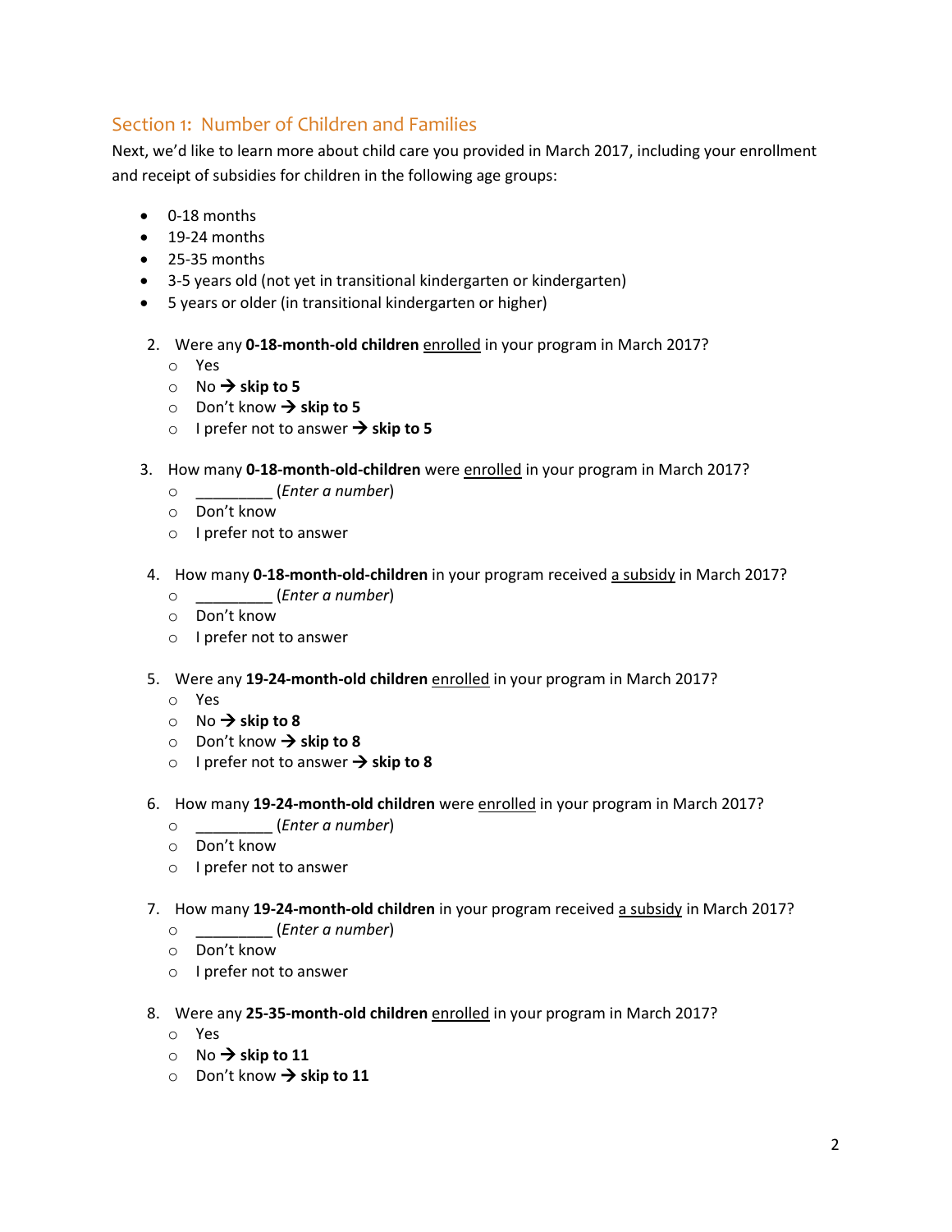## Section 1: Number of Children and Families

Next, we'd like to learn more about child care you provided in March 2017, including your enrollment and receipt of subsidies for children in the following age groups:

- 0-18 months
- 19-24 months
- 25-35 months
- 3-5 years old (not yet in transitional kindergarten or kindergarten)
- 5 years or older (in transitional kindergarten or higher)

2. Were any **0-18-month-old children** <u>enrolled</u> in your program in March 2017?
   - Yes
   - No → **skip to 5**
   - Don't know → **skip to 5**
   - I prefer not to answer → **skip to 5**

3. How many **0-18-month-old-children** were <u>enrolled</u> in your program in March 2017?
   - _________ (*Enter a number*)
   - Don't know
   - I prefer not to answer

4. How many **0-18-month-old-children** in your program received <u>a subsidy</u> in March 2017?
   - _________ (*Enter a number*)
   - Don't know
   - I prefer not to answer

5. Were any **19-24-month-old children** <u>enrolled</u> in your program in March 2017?
   - Yes
   - No → **skip to 8**
   - Don't know → **skip to 8**
   - I prefer not to answer → **skip to 8**

6. How many **19-24-month-old children** were <u>enrolled</u> in your program in March 2017?
   - _________ (*Enter a number*)
   - Don't know
   - I prefer not to answer

7. How many **19-24-month-old children** in your program received <u>a subsidy</u> in March 2017?
   - _________ (*Enter a number*)
   - Don't know
   - I prefer not to answer

8. Were any **25-35-month-old children** <u>enrolled</u> in your program in March 2017?
   - Yes
   - No → **skip to 11**
   - Don't know → **skip to 11**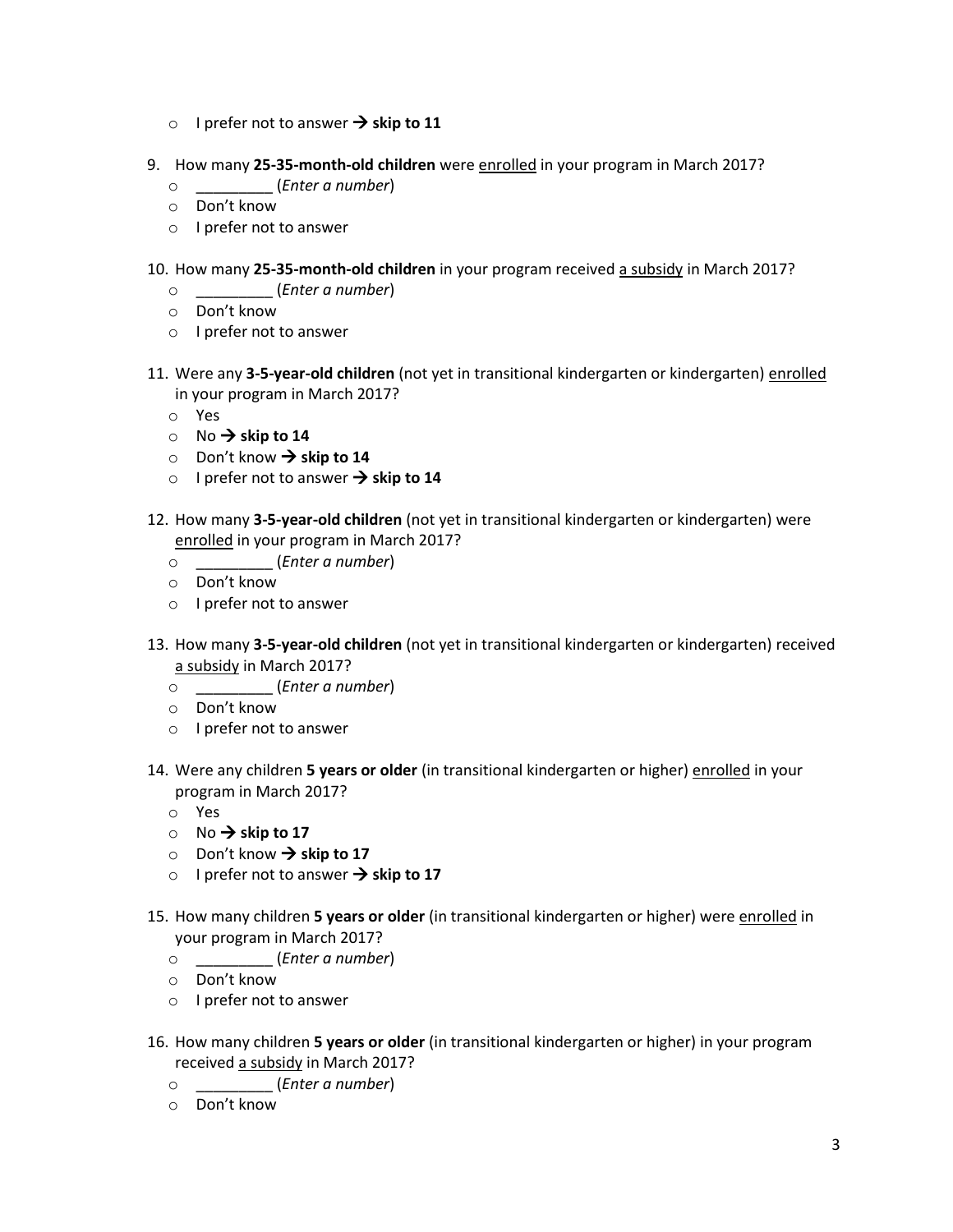- I prefer not to answer → **skip to 11**

9. How many **25-35-month-old children** were enrolled in your program in March 2017?
   - _________ (*Enter a number*)
   - Don't know
   - I prefer not to answer

10. How many **25-35-month-old children** in your program received a subsidy in March 2017?
    - _________ (*Enter a number*)
    - Don't know
    - I prefer not to answer

11. Were any **3-5-year-old children** (not yet in transitional kindergarten or kindergarten) enrolled in your program in March 2017?
    - Yes
    - No → **skip to 14**
    - Don't know → **skip to 14**
    - I prefer not to answer → **skip to 14**

12. How many **3-5-year-old children** (not yet in transitional kindergarten or kindergarten) were enrolled in your program in March 2017?
    - _________ (*Enter a number*)
    - Don't know
    - I prefer not to answer

13. How many **3-5-year-old children** (not yet in transitional kindergarten or kindergarten) received a subsidy in March 2017?
    - _________ (*Enter a number*)
    - Don't know
    - I prefer not to answer

14. Were any children **5 years or older** (in transitional kindergarten or higher) enrolled in your program in March 2017?
    - Yes
    - No → **skip to 17**
    - Don't know → **skip to 17**
    - I prefer not to answer → **skip to 17**

15. How many children **5 years or older** (in transitional kindergarten or higher) were enrolled in your program in March 2017?
    - _________ (*Enter a number*)
    - Don't know
    - I prefer not to answer

16. How many children **5 years or older** (in transitional kindergarten or higher) in your program received a subsidy in March 2017?
    - _________ (*Enter a number*)
    - Don't know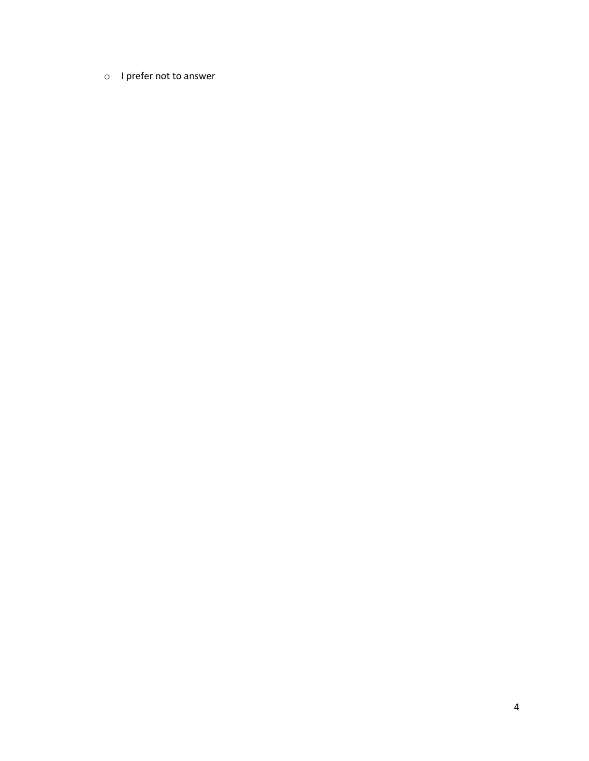- I prefer not to answer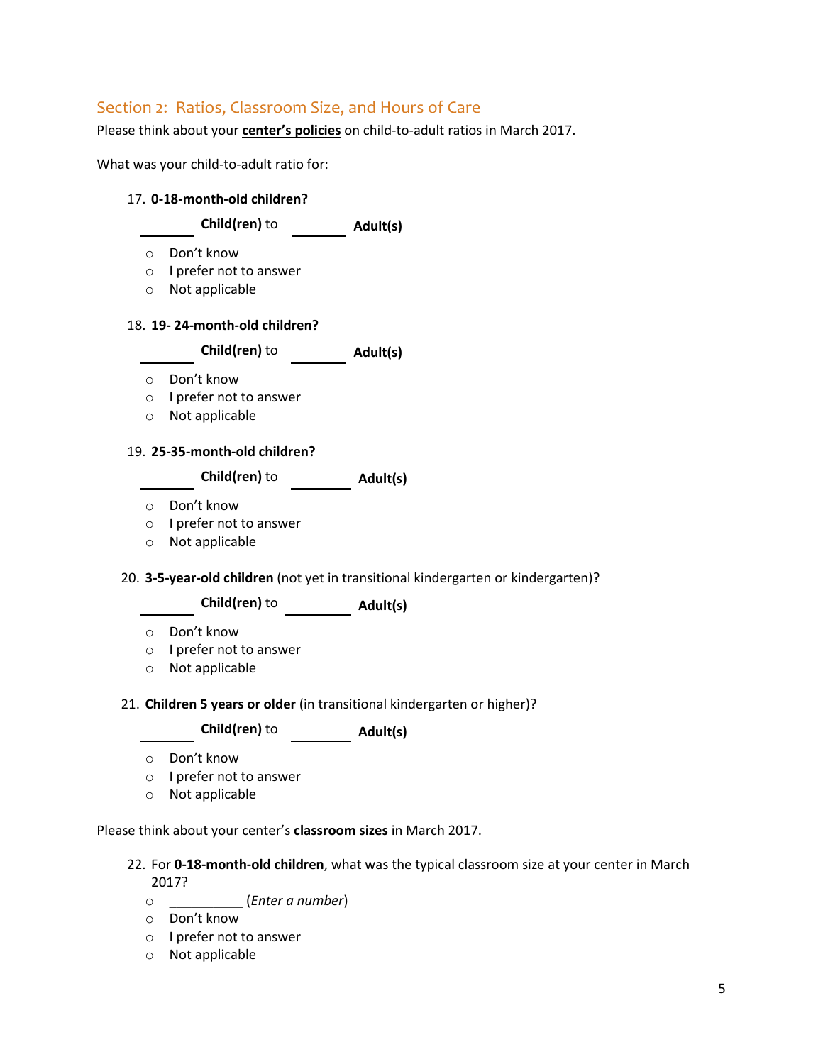## Section 2: Ratios, Classroom Size, and Hours of Care

Please think about your **center's policies** on child-to-adult ratios in March 2017.

What was your child-to-adult ratio for:

17. **0-18-month-old children?**

    _______ **Child(ren)** to _______ **Adult(s)**

    - Don't know
    - I prefer not to answer
    - Not applicable

18. **19- 24-month-old children?**

    _______ **Child(ren)** to _______ **Adult(s)**

    - Don't know
    - I prefer not to answer
    - Not applicable

19. **25-35-month-old children?**

    _______ **Child(ren)** to _______ **Adult(s)**

    - Don't know
    - I prefer not to answer
    - Not applicable

20. **3-5-year-old children** (not yet in transitional kindergarten or kindergarten)?

    _______ **Child(ren)** to _______ **Adult(s)**

    - Don't know
    - I prefer not to answer
    - Not applicable

21. **Children 5 years or older** (in transitional kindergarten or higher)?

    _______ **Child(ren)** to _______ **Adult(s)**

    - Don't know
    - I prefer not to answer
    - Not applicable

Please think about your center's **classroom sizes** in March 2017.

22. For **0-18-month-old children**, what was the typical classroom size at your center in March 2017?
    - __________ (*Enter a number*)
    - Don't know
    - I prefer not to answer
    - Not applicable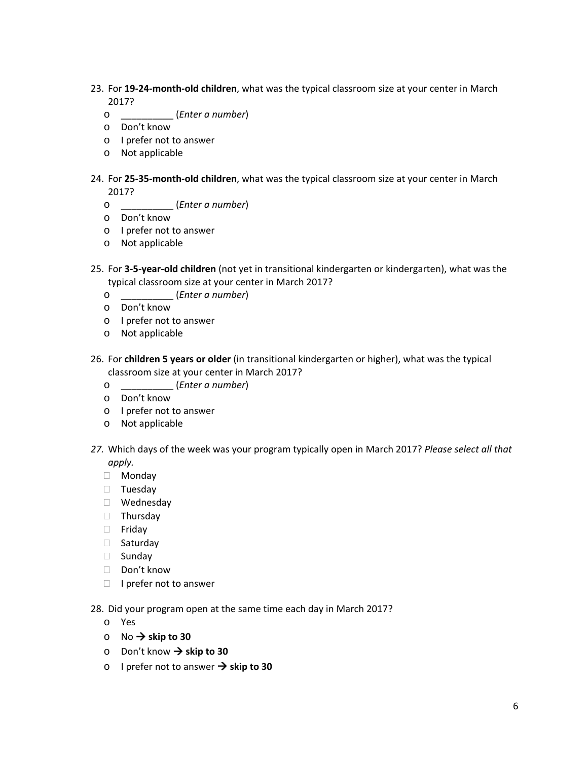23. For **19-24-month-old children**, what was the typical classroom size at your center in March 2017?
    - __________ (*Enter a number*)
    - Don't know
    - I prefer not to answer
    - Not applicable

24. For **25-35-month-old children**, what was the typical classroom size at your center in March 2017?
    - __________ (*Enter a number*)
    - Don't know
    - I prefer not to answer
    - Not applicable

25. For **3-5-year-old children** (not yet in transitional kindergarten or kindergarten), what was the typical classroom size at your center in March 2017?
    - __________ (*Enter a number*)
    - Don't know
    - I prefer not to answer
    - Not applicable

26. For **children 5 years or older** (in transitional kindergarten or higher), what was the typical classroom size at your center in March 2017?
    - __________ (*Enter a number*)
    - Don't know
    - I prefer not to answer
    - Not applicable

27. Which days of the week was your program typically open in March 2017? *Please select all that apply.*
    - ☐ Monday
    - ☐ Tuesday
    - ☐ Wednesday
    - ☐ Thursday
    - ☐ Friday
    - ☐ Saturday
    - ☐ Sunday
    - ☐ Don't know
    - ☐ I prefer not to answer

28. Did your program open at the same time each day in March 2017?
    - Yes
    - No → **skip to 30**
    - Don't know → **skip to 30**
    - I prefer not to answer → **skip to 30**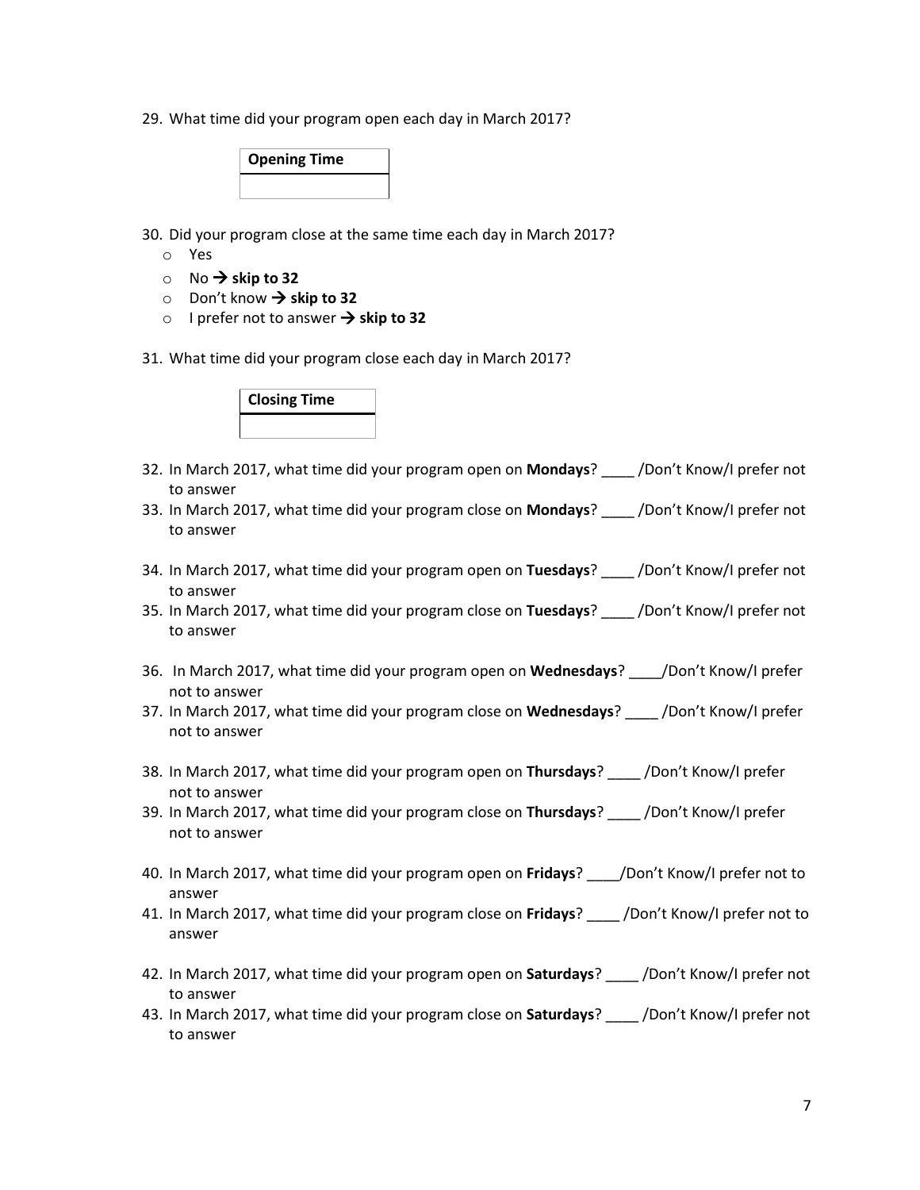29. What time did your program open each day in March 2017?

| Opening Time |
|---|
| |

30. Did your program close at the same time each day in March 2017?
    - o Yes
    - o No → **skip to 32**
    - o Don't know → **skip to 32**
    - o I prefer not to answer → **skip to 32**

31. What time did your program close each day in March 2017?

| Closing Time |
|---|
| |

32. In March 2017, what time did your program open on **Mondays**? ____ /Don't Know/I prefer not to answer
33. In March 2017, what time did your program close on **Mondays**? ____ /Don't Know/I prefer not to answer

34. In March 2017, what time did your program open on **Tuesdays**? ____ /Don't Know/I prefer not to answer
35. In March 2017, what time did your program close on **Tuesdays**? ____ /Don't Know/I prefer not to answer

36. In March 2017, what time did your program open on **Wednesdays**? ____/Don't Know/I prefer not to answer
37. In March 2017, what time did your program close on **Wednesdays**? ____ /Don't Know/I prefer not to answer

38. In March 2017, what time did your program open on **Thursdays**? ____ /Don't Know/I prefer not to answer
39. In March 2017, what time did your program close on **Thursdays**? ____ /Don't Know/I prefer not to answer

40. In March 2017, what time did your program open on **Fridays**? ____/Don't Know/I prefer not to answer
41. In March 2017, what time did your program close on **Fridays**? ____ /Don't Know/I prefer not to answer

42. In March 2017, what time did your program open on **Saturdays**? ____ /Don't Know/I prefer not to answer
43. In March 2017, what time did your program close on **Saturdays**? ____ /Don't Know/I prefer not to answer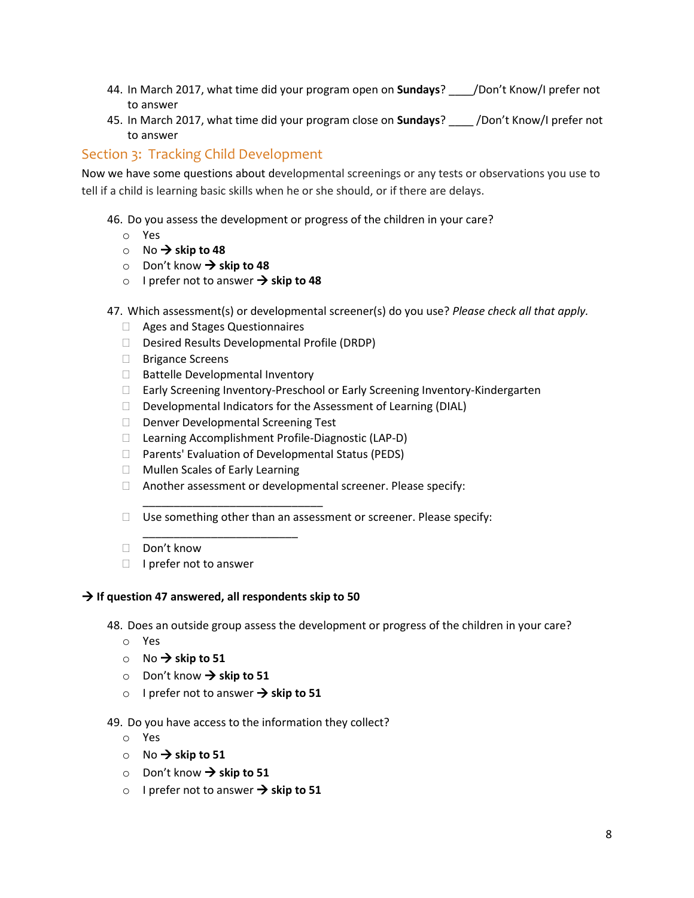44. In March 2017, what time did your program open on **Sundays**? ____/Don't Know/I prefer not to answer
45. In March 2017, what time did your program close on **Sundays**? ____ /Don't Know/I prefer not to answer

## Section 3: Tracking Child Development

Now we have some questions about developmental screenings or any tests or observations you use to tell if a child is learning basic skills when he or she should, or if there are delays.

46. Do you assess the development or progress of the children in your care?
   - Yes
   - No → **skip to 48**
   - Don't know → **skip to 48**
   - I prefer not to answer → **skip to 48**

47. Which assessment(s) or developmental screener(s) do you use? *Please check all that apply.*
   - ☐ Ages and Stages Questionnaires
   - ☐ Desired Results Developmental Profile (DRDP)
   - ☐ Brigance Screens
   - ☐ Battelle Developmental Inventory
   - ☐ Early Screening Inventory-Preschool or Early Screening Inventory-Kindergarten
   - ☐ Developmental Indicators for the Assessment of Learning (DIAL)
   - ☐ Denver Developmental Screening Test
   - ☐ Learning Accomplishment Profile-Diagnostic (LAP-D)
   - ☐ Parents' Evaluation of Developmental Status (PEDS)
   - ☐ Mullen Scales of Early Learning
   - ☐ Another assessment or developmental screener. Please specify: ______________________________
   - ☐ Use something other than an assessment or screener. Please specify: __________________________
   - ☐ Don't know
   - ☐ I prefer not to answer

**→ If question 47 answered, all respondents skip to 50**

48. Does an outside group assess the development or progress of the children in your care?
   - Yes
   - No → **skip to 51**
   - Don't know → **skip to 51**
   - I prefer not to answer → **skip to 51**

49. Do you have access to the information they collect?
   - Yes
   - No → **skip to 51**
   - Don't know → **skip to 51**
   - I prefer not to answer → **skip to 51**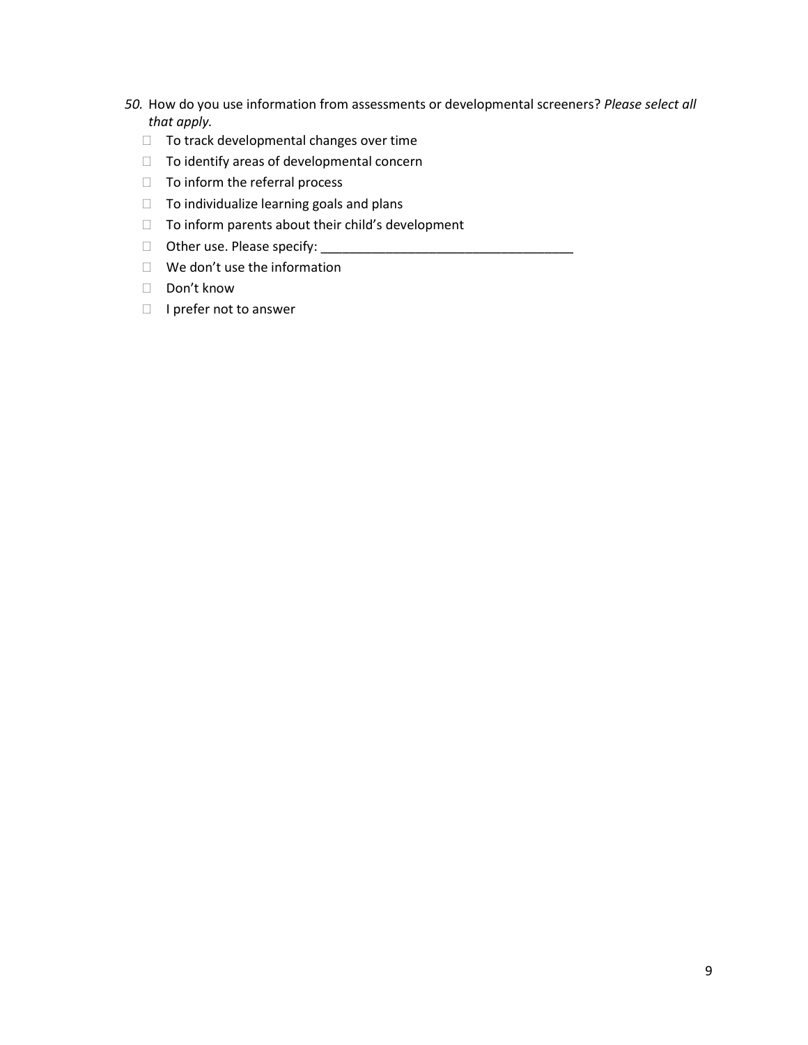*50.* How do you use information from assessments or developmental screeners? *Please select all that apply.*

- ☐ To track developmental changes over time
- ☐ To identify areas of developmental concern
- ☐ To inform the referral process
- ☐ To individualize learning goals and plans
- ☐ To inform parents about their child's development
- ☐ Other use. Please specify: ___________________________________
- ☐ We don't use the information
- ☐ Don't know
- ☐ I prefer not to answer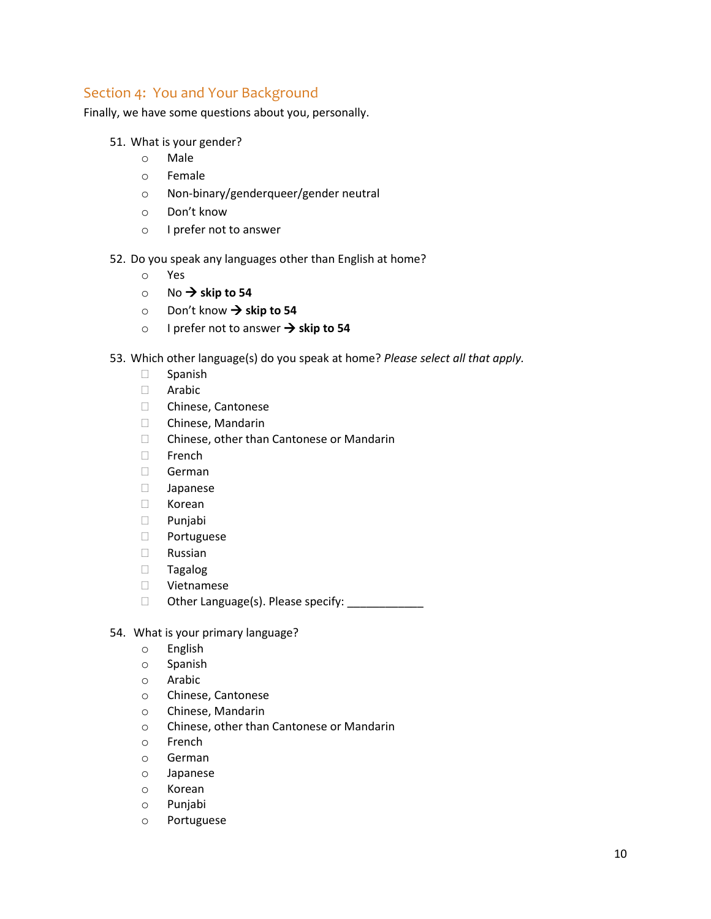## Section 4: You and Your Background

Finally, we have some questions about you, personally.

51. What is your gender?
    - ○ Male
    - ○ Female
    - ○ Non-binary/genderqueer/gender neutral
    - ○ Don't know
    - ○ I prefer not to answer

52. Do you speak any languages other than English at home?
    - ○ Yes
    - ○ No → **skip to 54**
    - ○ Don't know → **skip to 54**
    - ○ I prefer not to answer → **skip to 54**

53. Which other language(s) do you speak at home? *Please select all that apply.*
    - ☐ Spanish
    - ☐ Arabic
    - ☐ Chinese, Cantonese
    - ☐ Chinese, Mandarin
    - ☐ Chinese, other than Cantonese or Mandarin
    - ☐ French
    - ☐ German
    - ☐ Japanese
    - ☐ Korean
    - ☐ Punjabi
    - ☐ Portuguese
    - ☐ Russian
    - ☐ Tagalog
    - ☐ Vietnamese
    - ☐ Other Language(s). Please specify: ____________

54. What is your primary language?
    - ○ English
    - ○ Spanish
    - ○ Arabic
    - ○ Chinese, Cantonese
    - ○ Chinese, Mandarin
    - ○ Chinese, other than Cantonese or Mandarin
    - ○ French
    - ○ German
    - ○ Japanese
    - ○ Korean
    - ○ Punjabi
    - ○ Portuguese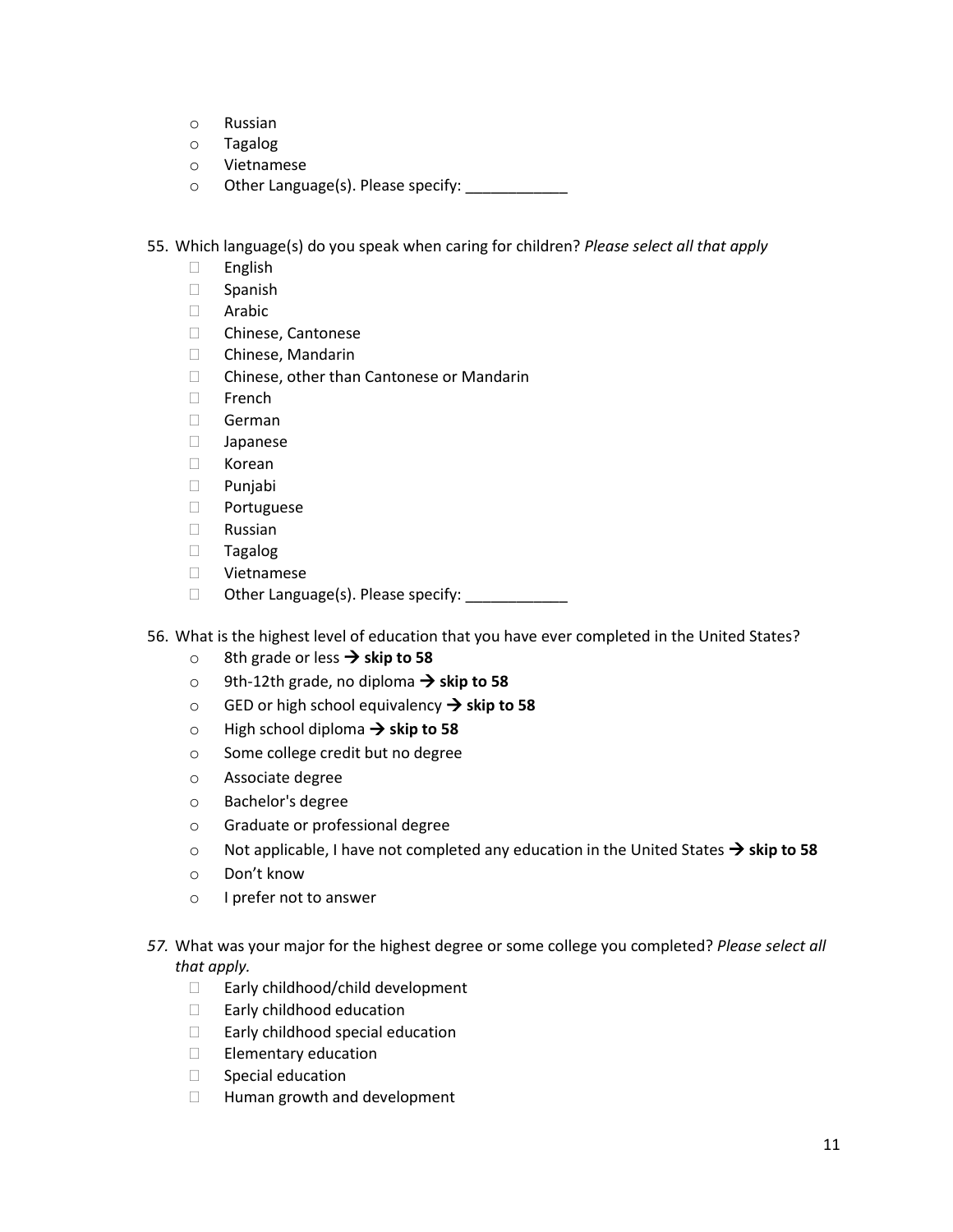- Russian
- Tagalog
- Vietnamese
- Other Language(s). Please specify: ____________

55. Which language(s) do you speak when caring for children? *Please select all that apply*
    - ☐ English
    - ☐ Spanish
    - ☐ Arabic
    - ☐ Chinese, Cantonese
    - ☐ Chinese, Mandarin
    - ☐ Chinese, other than Cantonese or Mandarin
    - ☐ French
    - ☐ German
    - ☐ Japanese
    - ☐ Korean
    - ☐ Punjabi
    - ☐ Portuguese
    - ☐ Russian
    - ☐ Tagalog
    - ☐ Vietnamese
    - ☐ Other Language(s). Please specify: ____________

56. What is the highest level of education that you have ever completed in the United States?
    - 8th grade or less → **skip to 58**
    - 9th-12th grade, no diploma → **skip to 58**
    - GED or high school equivalency → **skip to 58**
    - High school diploma → **skip to 58**
    - Some college credit but no degree
    - Associate degree
    - Bachelor's degree
    - Graduate or professional degree
    - Not applicable, I have not completed any education in the United States → **skip to 58**
    - Don't know
    - I prefer not to answer

*57.* What was your major for the highest degree or some college you completed? *Please select all that apply.*
    - ☐ Early childhood/child development
    - ☐ Early childhood education
    - ☐ Early childhood special education
    - ☐ Elementary education
    - ☐ Special education
    - ☐ Human growth and development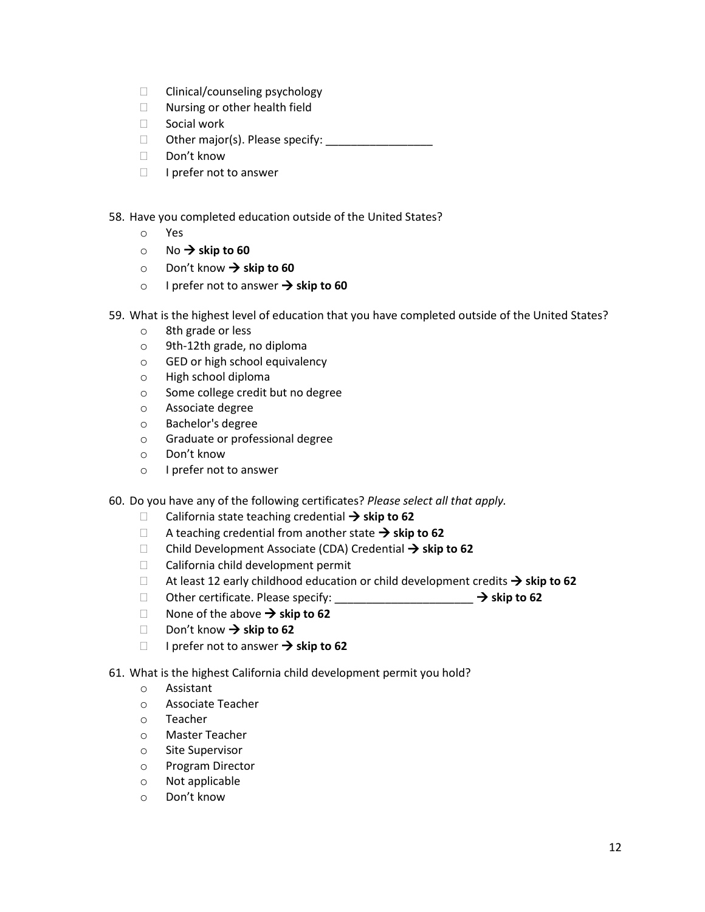- ☐ Clinical/counseling psychology
- ☐ Nursing or other health field
- ☐ Social work
- ☐ Other major(s). Please specify: _________________
- ☐ Don't know
- ☐ I prefer not to answer

58. Have you completed education outside of the United States?
    - o Yes
    - o No → **skip to 60**
    - o Don't know → **skip to 60**
    - o I prefer not to answer → **skip to 60**

59. What is the highest level of education that you have completed outside of the United States?
    - o 8th grade or less
    - o 9th-12th grade, no diploma
    - o GED or high school equivalency
    - o High school diploma
    - o Some college credit but no degree
    - o Associate degree
    - o Bachelor's degree
    - o Graduate or professional degree
    - o Don't know
    - o I prefer not to answer

60. Do you have any of the following certificates? *Please select all that apply.*
    - ☐ California state teaching credential → **skip to 62**
    - ☐ A teaching credential from another state → **skip to 62**
    - ☐ Child Development Associate (CDA) Credential → **skip to 62**
    - ☐ California child development permit
    - ☐ At least 12 early childhood education or child development credits → **skip to 62**
    - ☐ Other certificate. Please specify: ______________________ → **skip to 62**
    - ☐ None of the above → **skip to 62**
    - ☐ Don't know → **skip to 62**
    - ☐ I prefer not to answer → **skip to 62**

61. What is the highest California child development permit you hold?
    - o Assistant
    - o Associate Teacher
    - o Teacher
    - o Master Teacher
    - o Site Supervisor
    - o Program Director
    - o Not applicable
    - o Don't know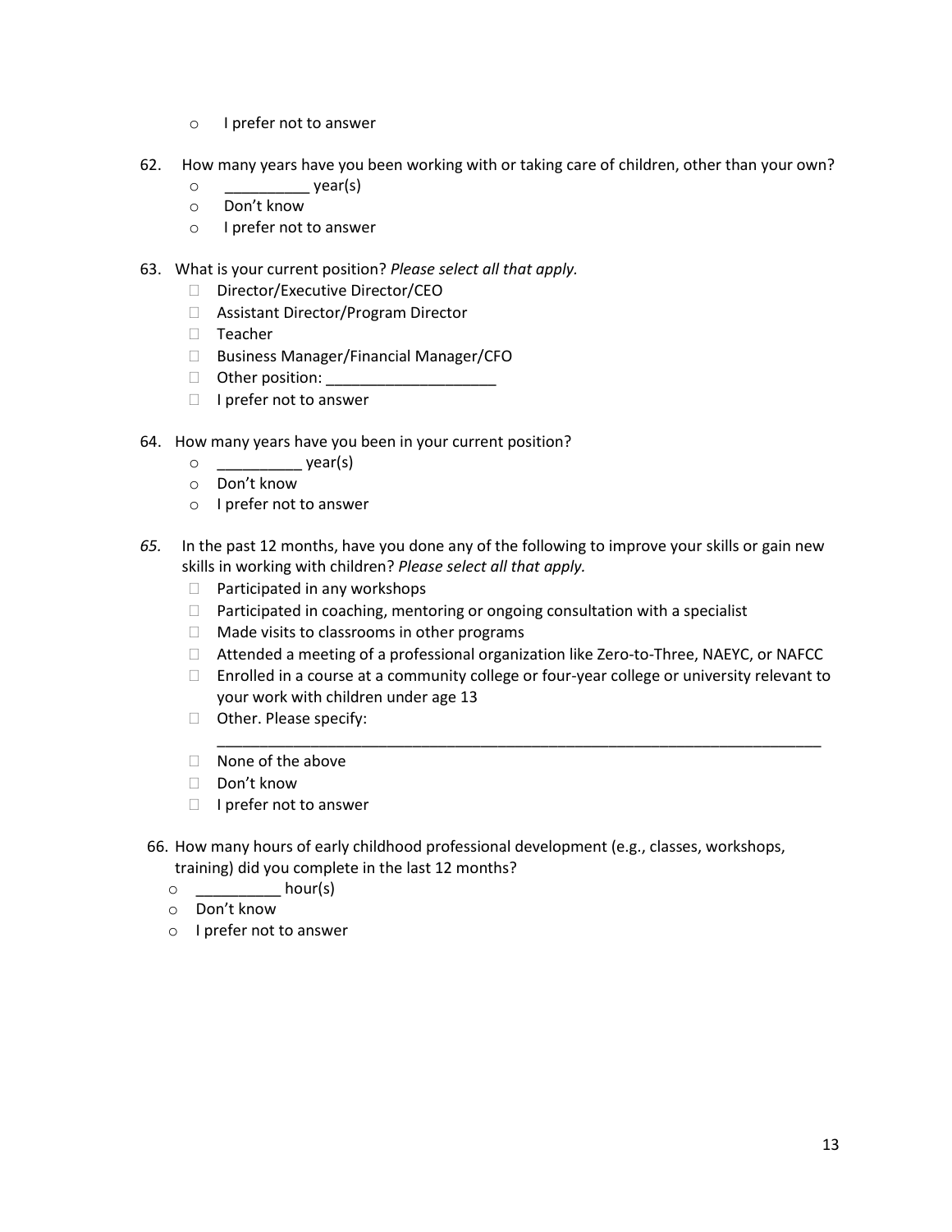- I prefer not to answer

62. How many years have you been working with or taking care of children, other than your own?
    - __________ year(s)
    - Don't know
    - I prefer not to answer

63. What is your current position? *Please select all that apply.*
    - ☐ Director/Executive Director/CEO
    - ☐ Assistant Director/Program Director
    - ☐ Teacher
    - ☐ Business Manager/Financial Manager/CFO
    - ☐ Other position: ____________________
    - ☐ I prefer not to answer

64. How many years have you been in your current position?
    - __________ year(s)
    - Don't know
    - I prefer not to answer

*65.* In the past 12 months, have you done any of the following to improve your skills or gain new skills in working with children? *Please select all that apply.*
    - ☐ Participated in any workshops
    - ☐ Participated in coaching, mentoring or ongoing consultation with a specialist
    - ☐ Made visits to classrooms in other programs
    - ☐ Attended a meeting of a professional organization like Zero-to-Three, NAEYC, or NAFCC
    - ☐ Enrolled in a course at a community college or four-year college or university relevant to your work with children under age 13
    - ☐ Other. Please specify: ___________________________________________________________________________
    - ☐ None of the above
    - ☐ Don't know
    - ☐ I prefer not to answer

66. How many hours of early childhood professional development (e.g., classes, workshops, training) did you complete in the last 12 months?
    - __________ hour(s)
    - Don't know
    - I prefer not to answer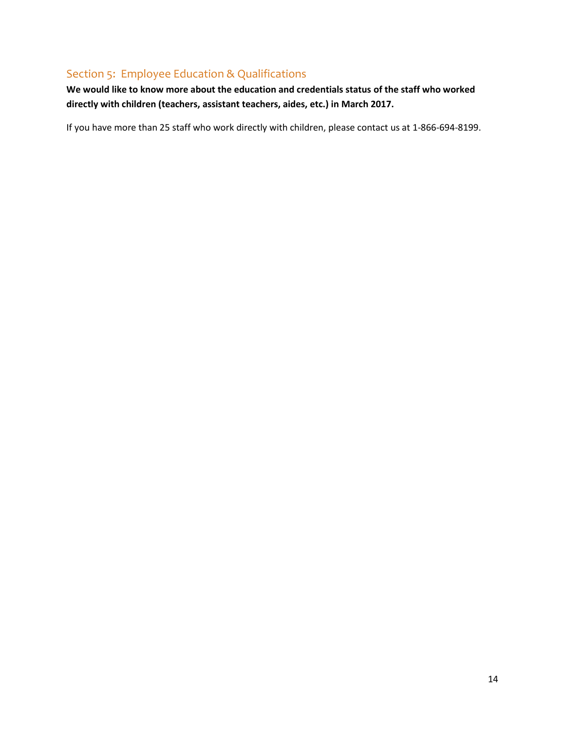## Section 5: Employee Education & Qualifications

**We would like to know more about the education and credentials status of the staff who worked directly with children (teachers, assistant teachers, aides, etc.) in March 2017.**

If you have more than 25 staff who work directly with children, please contact us at 1-866-694-8199.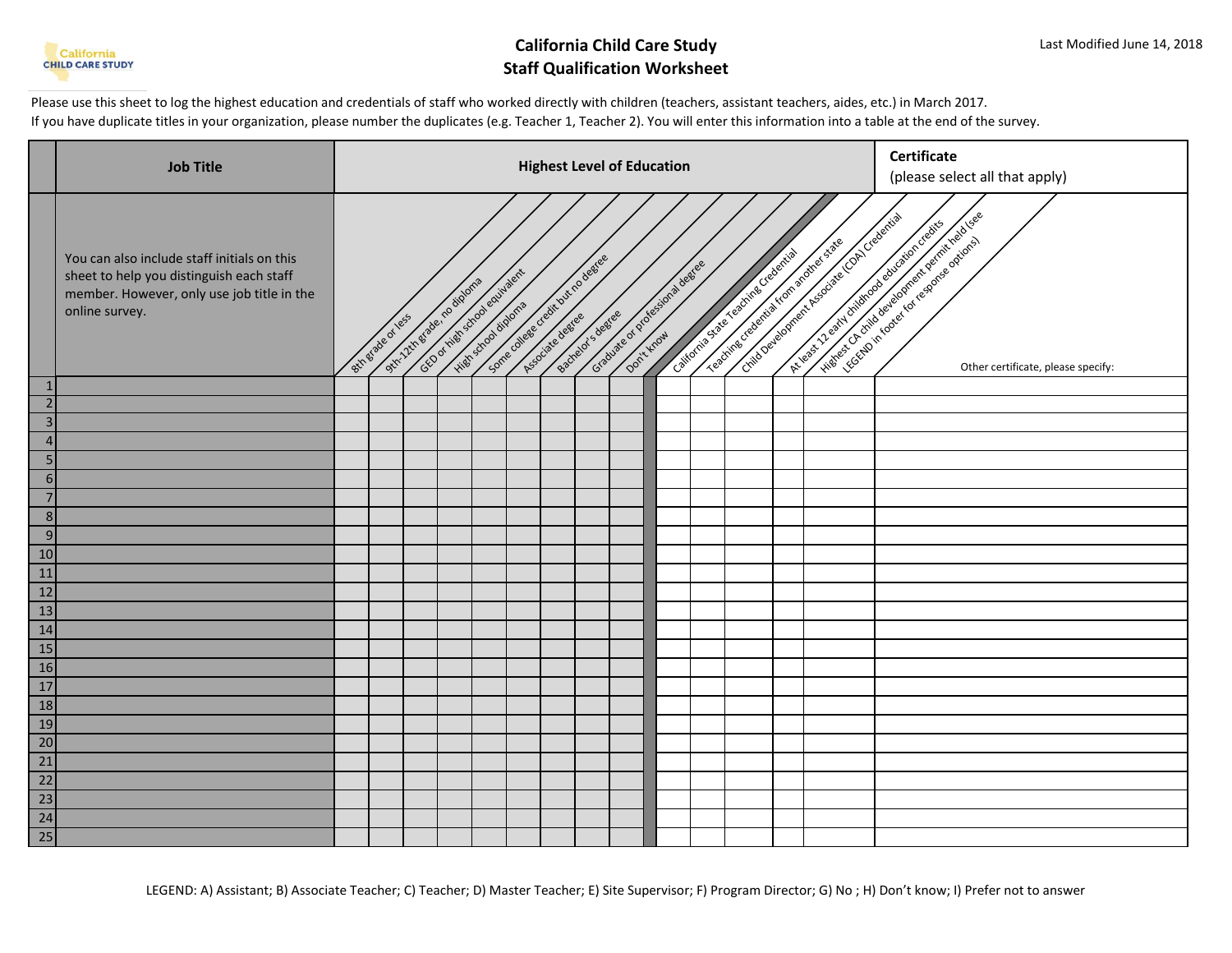# California Child Care Study
## Staff Qualification Worksheet

Please use this sheet to log the highest education and credentials of staff who worked directly with children (teachers, assistant teachers, aides, etc.) in March 2017.
If you have duplicate titles in your organization, please number the duplicates (e.g. Teacher 1, Teacher 2). You will enter this information into a table at the end of the survey.

| | Job Title | Highest Level of Education | | | | | | | | | Certificate (please select all that apply) | | | | | |
|---|---|---|---|---|---|---|---|---|---|---|---|---|---|---|---|---|
| | You can also include staff initials on this sheet to help you distinguish each staff member. However, only use job title in the online survey. | 8th grade or less | 9th-12th grade, no diploma | GED or high school equivalent | High school diploma | Some college credit but no degree | Associate degree | Bachelor's degree | Graduate or professional degree | Don't know | California State Teaching Credential | Teaching credential from another state | Child Development Associate (CDA) Credential | At least 12 early childhood education credits | Highest CA child development permit held (see LEGEND in footer for response options) | Other certificate, please specify: |
| 1 | | | | | | | | | | | | | | | | |
| 2 | | | | | | | | | | | | | | | | |
| 3 | | | | | | | | | | | | | | | | |
| 4 | | | | | | | | | | | | | | | | |
| 5 | | | | | | | | | | | | | | | | |
| 6 | | | | | | | | | | | | | | | | |
| 7 | | | | | | | | | | | | | | | | |
| 8 | | | | | | | | | | | | | | | | |
| 9 | | | | | | | | | | | | | | | | |
| 10 | | | | | | | | | | | | | | | | |
| 11 | | | | | | | | | | | | | | | | |
| 12 | | | | | | | | | | | | | | | | |
| 13 | | | | | | | | | | | | | | | | |
| 14 | | | | | | | | | | | | | | | | |
| 15 | | | | | | | | | | | | | | | | |
| 16 | | | | | | | | | | | | | | | | |
| 17 | | | | | | | | | | | | | | | | |
| 18 | | | | | | | | | | | | | | | | |
| 19 | | | | | | | | | | | | | | | | |
| 20 | | | | | | | | | | | | | | | | |
| 21 | | | | | | | | | | | | | | | | |
| 22 | | | | | | | | | | | | | | | | |
| 23 | | | | | | | | | | | | | | | | |
| 24 | | | | | | | | | | | | | | | | |
| 25 | | | | | | | | | | | | | | | | |

LEGEND: A) Assistant; B) Associate Teacher; C) Teacher; D) Master Teacher; E) Site Supervisor; F) Program Director; G) No ; H) Don't know; I) Prefer not to answer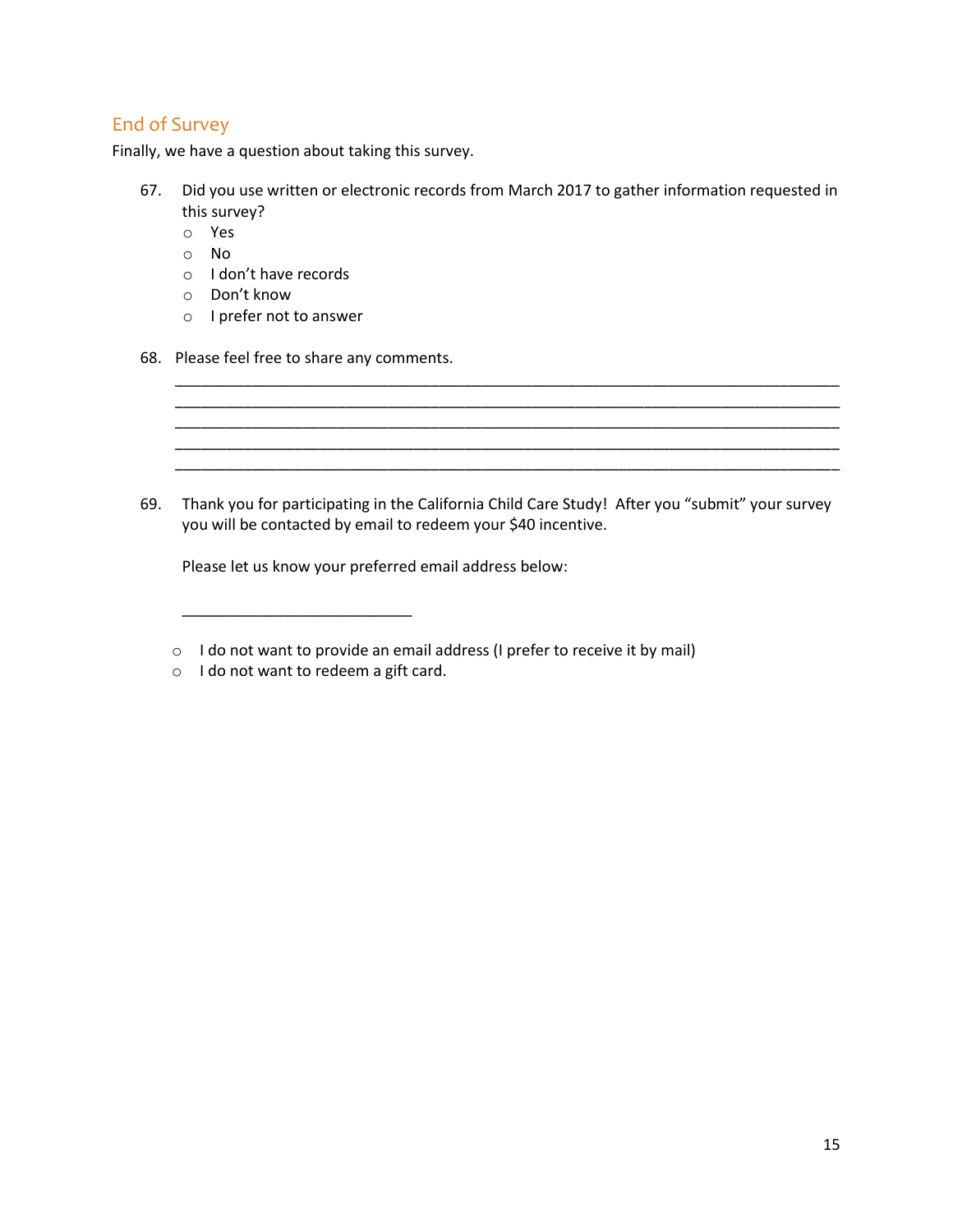## End of Survey

Finally, we have a question about taking this survey.

67. Did you use written or electronic records from March 2017 to gather information requested in this survey?
    - Yes
    - No
    - I don't have records
    - Don't know
    - I prefer not to answer

68. Please feel free to share any comments.

    ______________________________________________________________________________
    ______________________________________________________________________________
    ______________________________________________________________________________
    ______________________________________________________________________________
    ______________________________________________________________________________

69. Thank you for participating in the California Child Care Study! After you "submit" your survey you will be contacted by email to redeem your $40 incentive.

    Please let us know your preferred email address below:

    ___________________________

    - I do not want to provide an email address (I prefer to receive it by mail)
    - I do not want to redeem a gift card.